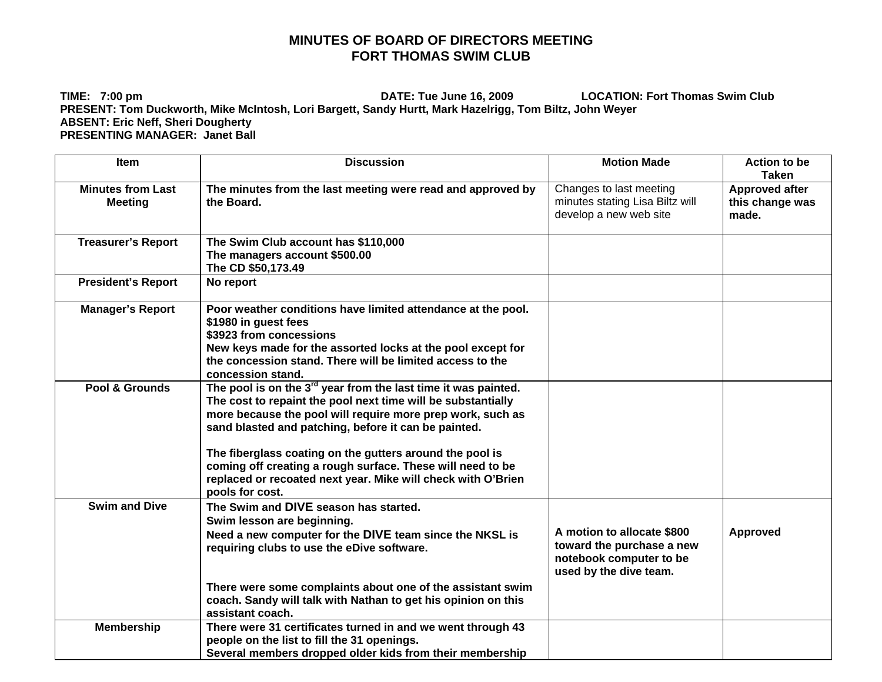# MINUTES OF BOARD OF DIRECTORS MEETING
# FORT THOMAS SWIM CLUB

**TIME: 7:00 pm** **DATE: Tue June 16, 2009** **LOCATION: Fort Thomas Swim Club**
**PRESENT: Tom Duckworth, Mike McIntosh, Lori Bargett, Sandy Hurtt, Mark Hazelrigg, Tom Biltz, John Weyer**
**ABSENT: Eric Neff, Sheri Dougherty**
**PRESENTING MANAGER: Janet Ball**

| Item | Discussion | Motion Made | Action to be Taken |
|---|---|---|---|
| **Minutes from Last Meeting** | **The minutes from the last meeting were read and approved by the Board.** | Changes to last meeting minutes stating Lisa Biltz will develop a new web site | **Approved after this change was made.** |
| **Treasurer's Report** | **The Swim Club account has $110,000**<br>**The managers account $500.00**<br>**The CD $50,173.49** | | |
| **President's Report** | **No report** | | |
| **Manager's Report** | **Poor weather conditions have limited attendance at the pool.**<br>**$1980 in guest fees**<br>**$3923 from concessions**<br>**New keys made for the assorted locks at the pool except for the concession stand. There will be limited access to the concession stand.** | | |
| **Pool & Grounds** | **The pool is on the 3rd year from the last time it was painted. The cost to repaint the pool next time will be substantially more because the pool will require more prep work, such as sand blasted and patching, before it can be painted.**<br><br>**The fiberglass coating on the gutters around the pool is coming off creating a rough surface. These will need to be replaced or recoated next year. Mike will check with O'Brien pools for cost.** | | |
| **Swim and Dive** | **The Swim and DIVE season has started.**<br>**Swim lesson are beginning.**<br>**Need a new computer for the DIVE team since the NKSL is requiring clubs to use the eDive software.**<br><br>**There were some complaints about one of the assistant swim coach. Sandy will talk with Nathan to get his opinion on this assistant coach.** | **A motion to allocate $800 toward the purchase a new notebook computer to be used by the dive team.** | **Approved** |
| **Membership** | **There were 31 certificates turned in and we went through 43 people on the list to fill the 31 openings.**<br>**Several members dropped older kids from their membership** | | |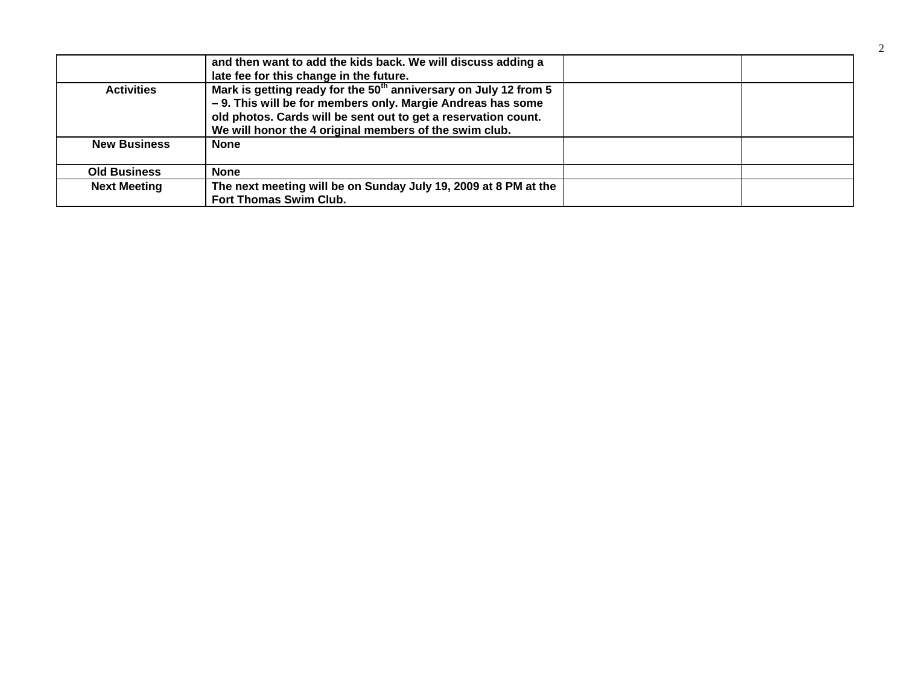| | | | |
|---|---|---|---|
| | **and then want to add the kids back. We will discuss adding a late fee for this change in the future.** | | |
| **Activities** | **Mark is getting ready for the 50th anniversary on July 12 from 5 – 9. This will be for members only. Margie Andreas has some old photos. Cards will be sent out to get a reservation count. We will honor the 4 original members of the swim club.** | | |
| **New Business** | **None** | | |
| **Old Business** | **None** | | |
| **Next Meeting** | **The next meeting will be on Sunday July 19, 2009 at 8 PM at the Fort Thomas Swim Club.** | | |